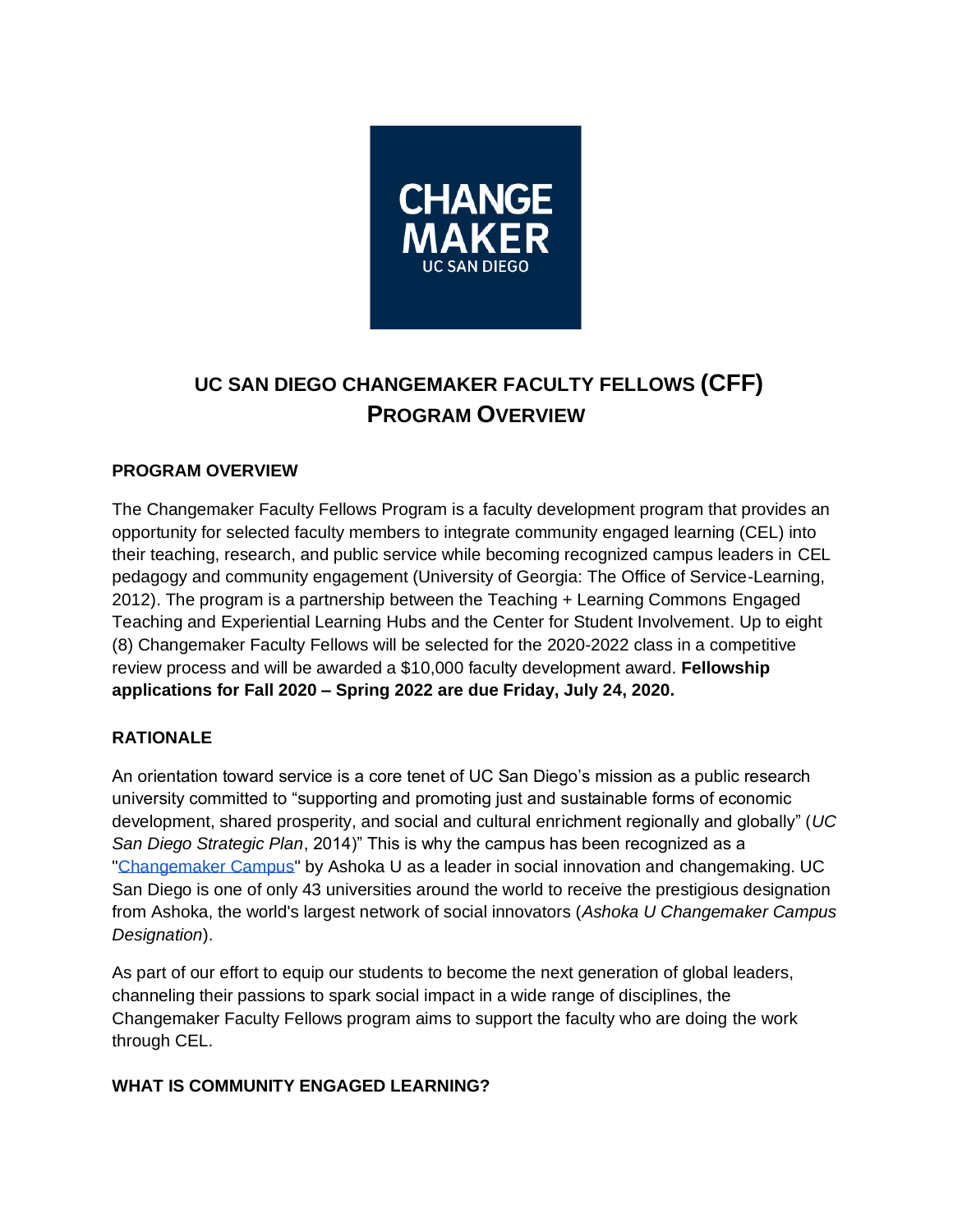# UC SAN DIEGO CHANGEMAKER FACULTY FELLOWS (CFF)
# PROGRAM OVERVIEW

## PROGRAM OVERVIEW

The Changemaker Faculty Fellows Program is a faculty development program that provides an opportunity for selected faculty members to integrate community engaged learning (CEL) into their teaching, research, and public service while becoming recognized campus leaders in CEL pedagogy and community engagement (University of Georgia: The Office of Service-Learning, 2012). The program is a partnership between the Teaching + Learning Commons Engaged Teaching and Experiential Learning Hubs and the Center for Student Involvement. Up to eight (8) Changemaker Faculty Fellows will be selected for the 2020-2022 class in a competitive review process and will be awarded a $10,000 faculty development award. **Fellowship applications for Fall 2020 – Spring 2022 are due Friday, July 24, 2020.**

## RATIONALE

An orientation toward service is a core tenet of UC San Diego's mission as a public research university committed to "supporting and promoting just and sustainable forms of economic development, shared prosperity, and social and cultural enrichment regionally and globally" (*UC San Diego Strategic Plan*, 2014)" This is why the campus has been recognized as a "Changemaker Campus" by Ashoka U as a leader in social innovation and changemaking. UC San Diego is one of only 43 universities around the world to receive the prestigious designation from Ashoka, the world's largest network of social innovators (*Ashoka U Changemaker Campus Designation*).

As part of our effort to equip our students to become the next generation of global leaders, channeling their passions to spark social impact in a wide range of disciplines, the Changemaker Faculty Fellows program aims to support the faculty who are doing the work through CEL.

## WHAT IS COMMUNITY ENGAGED LEARNING?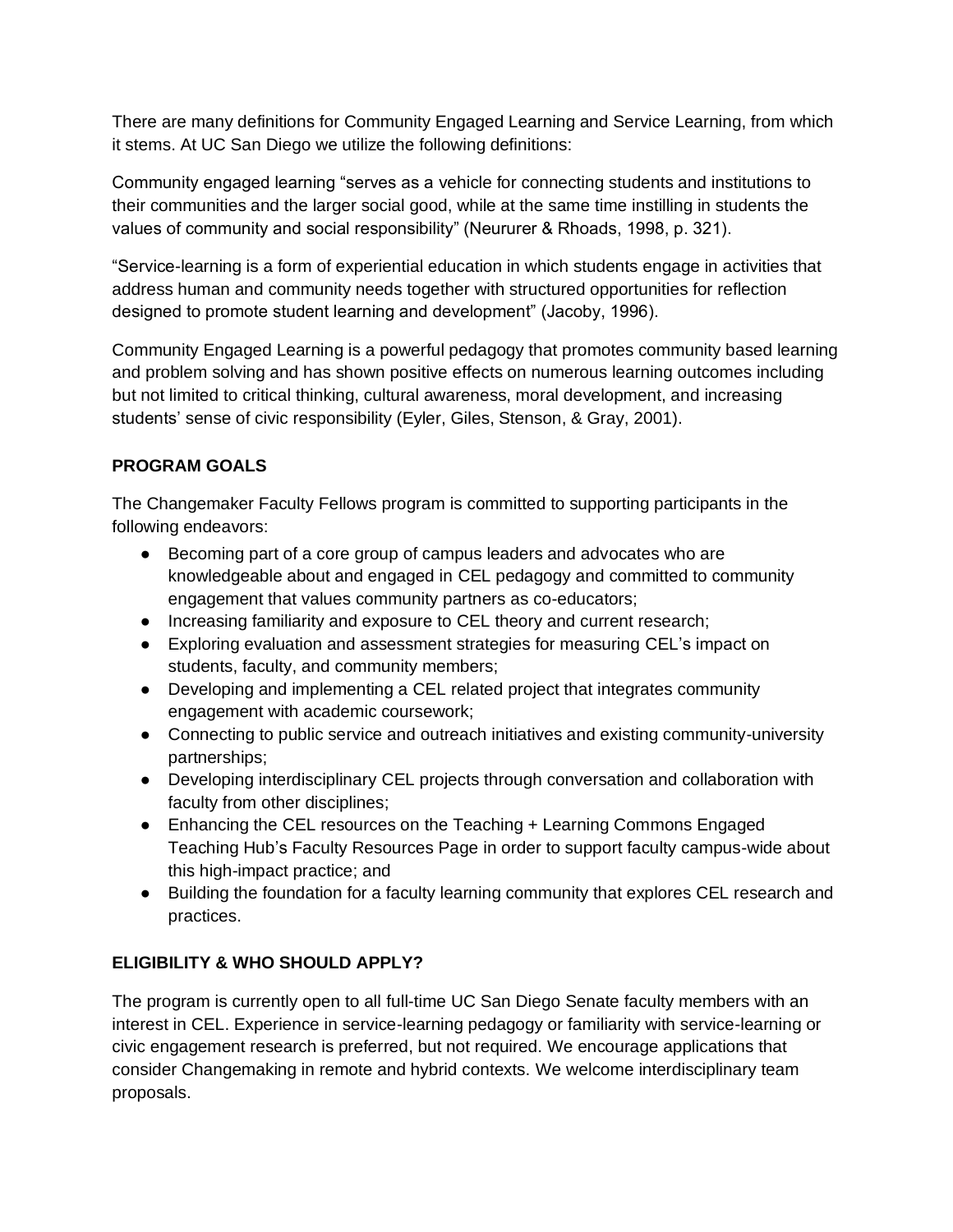There are many definitions for Community Engaged Learning and Service Learning, from which it stems. At UC San Diego we utilize the following definitions:

Community engaged learning "serves as a vehicle for connecting students and institutions to their communities and the larger social good, while at the same time instilling in students the values of community and social responsibility" (Neururer & Rhoads, 1998, p. 321).

"Service-learning is a form of experiential education in which students engage in activities that address human and community needs together with structured opportunities for reflection designed to promote student learning and development" (Jacoby, 1996).

Community Engaged Learning is a powerful pedagogy that promotes community based learning and problem solving and has shown positive effects on numerous learning outcomes including but not limited to critical thinking, cultural awareness, moral development, and increasing students' sense of civic responsibility (Eyler, Giles, Stenson, & Gray, 2001).

## PROGRAM GOALS

The Changemaker Faculty Fellows program is committed to supporting participants in the following endeavors:

- Becoming part of a core group of campus leaders and advocates who are knowledgeable about and engaged in CEL pedagogy and committed to community engagement that values community partners as co-educators;
- Increasing familiarity and exposure to CEL theory and current research;
- Exploring evaluation and assessment strategies for measuring CEL's impact on students, faculty, and community members;
- Developing and implementing a CEL related project that integrates community engagement with academic coursework;
- Connecting to public service and outreach initiatives and existing community-university partnerships;
- Developing interdisciplinary CEL projects through conversation and collaboration with faculty from other disciplines;
- Enhancing the CEL resources on the Teaching + Learning Commons Engaged Teaching Hub's Faculty Resources Page in order to support faculty campus-wide about this high-impact practice; and
- Building the foundation for a faculty learning community that explores CEL research and practices.

## ELIGIBILITY & WHO SHOULD APPLY?

The program is currently open to all full-time UC San Diego Senate faculty members with an interest in CEL. Experience in service-learning pedagogy or familiarity with service-learning or civic engagement research is preferred, but not required. We encourage applications that consider Changemaking in remote and hybrid contexts. We welcome interdisciplinary team proposals.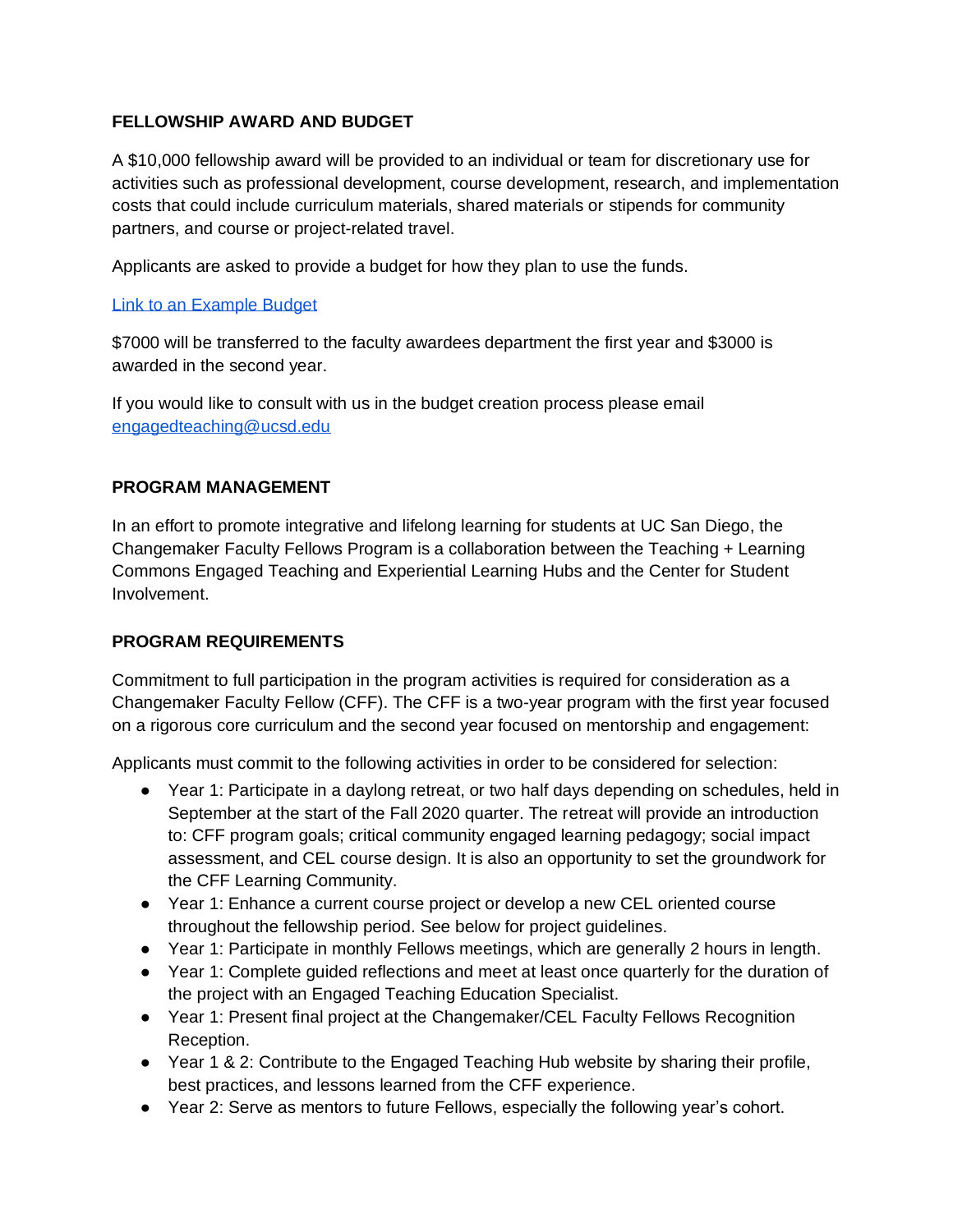**FELLOWSHIP AWARD AND BUDGET**

A $10,000 fellowship award will be provided to an individual or team for discretionary use for activities such as professional development, course development, research, and implementation costs that could include curriculum materials, shared materials or stipends for community partners, and course or project-related travel.

Applicants are asked to provide a budget for how they plan to use the funds.

[Link to an Example Budget]()

$7000 will be transferred to the faculty awardees department the first year and $3000 is awarded in the second year.

If you would like to consult with us in the budget creation process please email [engagedteaching@ucsd.edu](mailto:engagedteaching@ucsd.edu)

**PROGRAM MANAGEMENT**

In an effort to promote integrative and lifelong learning for students at UC San Diego, the Changemaker Faculty Fellows Program is a collaboration between the Teaching + Learning Commons Engaged Teaching and Experiential Learning Hubs and the Center for Student Involvement.

**PROGRAM REQUIREMENTS**

Commitment to full participation in the program activities is required for consideration as a Changemaker Faculty Fellow (CFF). The CFF is a two-year program with the first year focused on a rigorous core curriculum and the second year focused on mentorship and engagement:

Applicants must commit to the following activities in order to be considered for selection:

- Year 1: Participate in a daylong retreat, or two half days depending on schedules, held in September at the start of the Fall 2020 quarter. The retreat will provide an introduction to: CFF program goals; critical community engaged learning pedagogy; social impact assessment, and CEL course design. It is also an opportunity to set the groundwork for the CFF Learning Community.
- Year 1: Enhance a current course project or develop a new CEL oriented course throughout the fellowship period. See below for project guidelines.
- Year 1: Participate in monthly Fellows meetings, which are generally 2 hours in length.
- Year 1: Complete guided reflections and meet at least once quarterly for the duration of the project with an Engaged Teaching Education Specialist.
- Year 1: Present final project at the Changemaker/CEL Faculty Fellows Recognition Reception.
- Year 1 & 2: Contribute to the Engaged Teaching Hub website by sharing their profile, best practices, and lessons learned from the CFF experience.
- Year 2: Serve as mentors to future Fellows, especially the following year's cohort.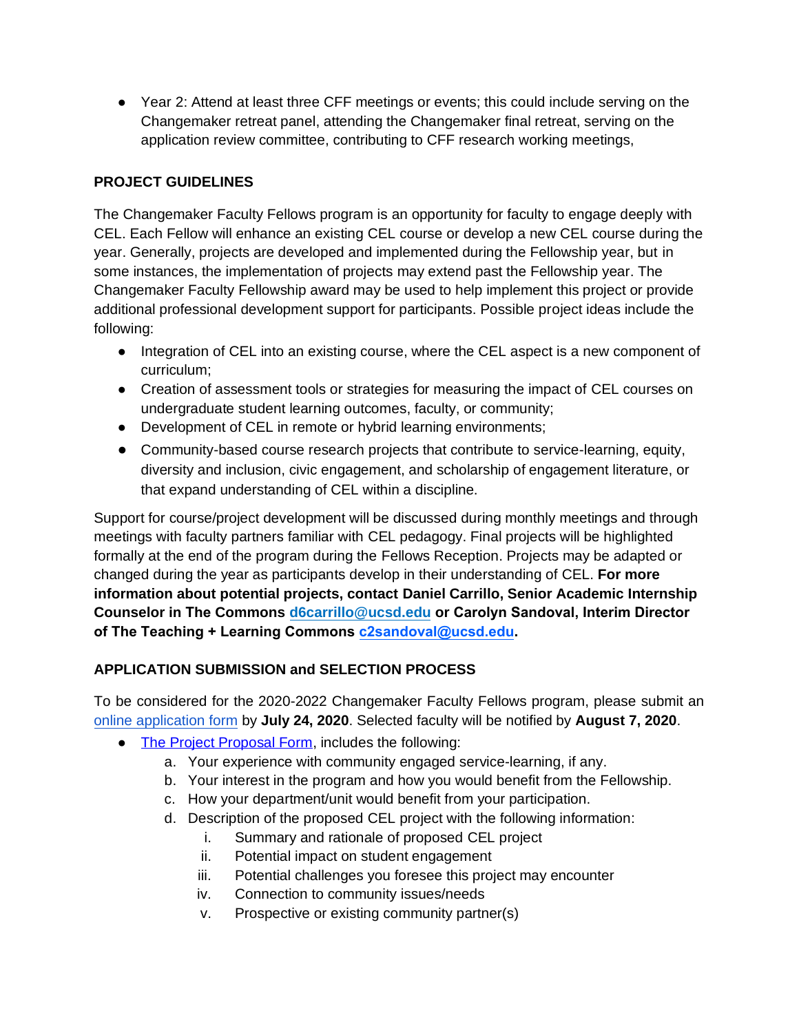- Year 2: Attend at least three CFF meetings or events; this could include serving on the Changemaker retreat panel, attending the Changemaker final retreat, serving on the application review committee, contributing to CFF research working meetings,

## PROJECT GUIDELINES

The Changemaker Faculty Fellows program is an opportunity for faculty to engage deeply with CEL. Each Fellow will enhance an existing CEL course or develop a new CEL course during the year. Generally, projects are developed and implemented during the Fellowship year, but in some instances, the implementation of projects may extend past the Fellowship year. The Changemaker Faculty Fellowship award may be used to help implement this project or provide additional professional development support for participants. Possible project ideas include the following:

- Integration of CEL into an existing course, where the CEL aspect is a new component of curriculum;
- Creation of assessment tools or strategies for measuring the impact of CEL courses on undergraduate student learning outcomes, faculty, or community;
- Development of CEL in remote or hybrid learning environments;
- Community-based course research projects that contribute to service-learning, equity, diversity and inclusion, civic engagement, and scholarship of engagement literature, or that expand understanding of CEL within a discipline.

Support for course/project development will be discussed during monthly meetings and through meetings with faculty partners familiar with CEL pedagogy. Final projects will be highlighted formally at the end of the program during the Fellows Reception. Projects may be adapted or changed during the year as participants develop in their understanding of CEL. **For more information about potential projects, contact Daniel Carrillo, Senior Academic Internship Counselor in The Commons d6carrillo@ucsd.edu or Carolyn Sandoval, Interim Director of The Teaching + Learning Commons c2sandoval@ucsd.edu.**

## APPLICATION SUBMISSION and SELECTION PROCESS

To be considered for the 2020-2022 Changemaker Faculty Fellows program, please submit an online application form by **July 24, 2020**. Selected faculty will be notified by **August 7, 2020**.

- The Project Proposal Form, includes the following:
  a. Your experience with community engaged service-learning, if any.
  b. Your interest in the program and how you would benefit from the Fellowship.
  c. How your department/unit would benefit from your participation.
  d. Description of the proposed CEL project with the following information:
     i. Summary and rationale of proposed CEL project
     ii. Potential impact on student engagement
     iii. Potential challenges you foresee this project may encounter
     iv. Connection to community issues/needs
     v. Prospective or existing community partner(s)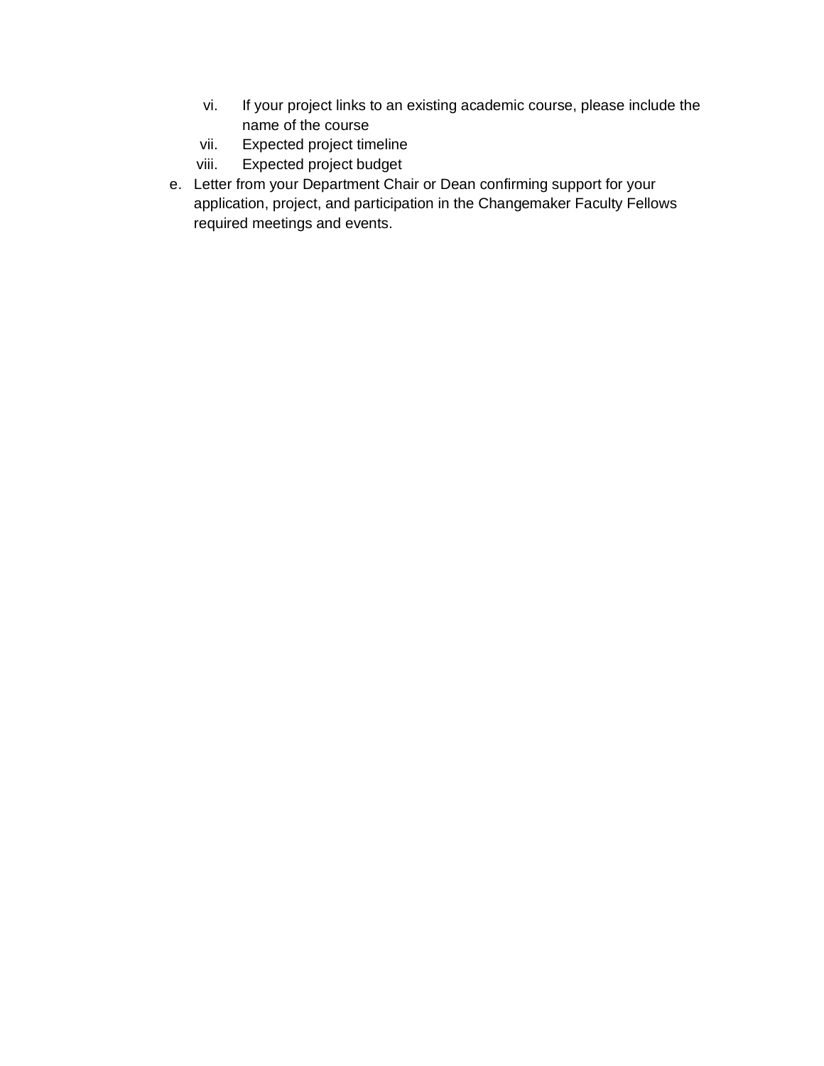vi. If your project links to an existing academic course, please include the name of the course
   vii. Expected project timeline
   viii. Expected project budget

e. Letter from your Department Chair or Dean confirming support for your application, project, and participation in the Changemaker Faculty Fellows required meetings and events.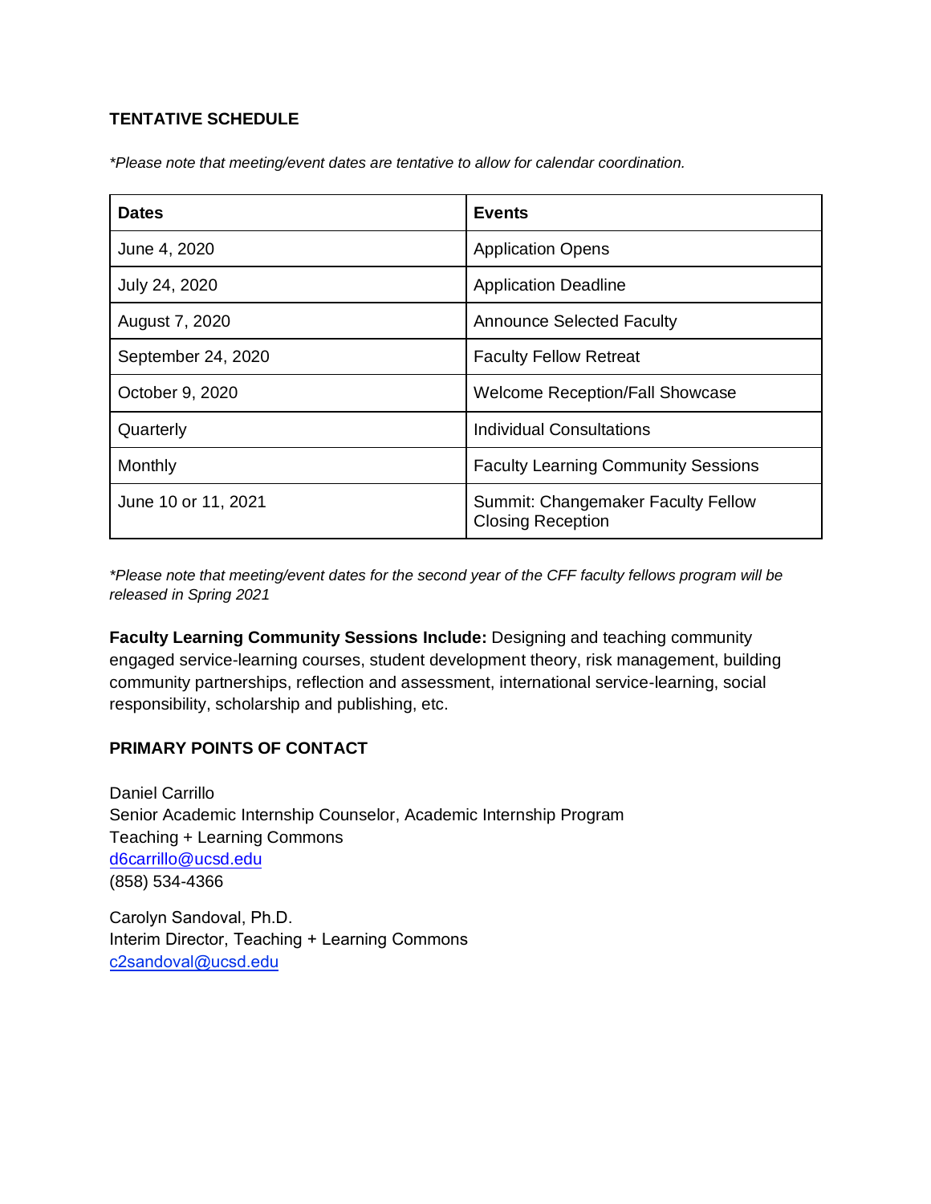## TENTATIVE SCHEDULE

*\*Please note that meeting/event dates are tentative to allow for calendar coordination.*

| Dates | Events |
|---|---|
| June 4, 2020 | Application Opens |
| July 24, 2020 | Application Deadline |
| August 7, 2020 | Announce Selected Faculty |
| September 24, 2020 | Faculty Fellow Retreat |
| October 9, 2020 | Welcome Reception/Fall Showcase |
| Quarterly | Individual Consultations |
| Monthly | Faculty Learning Community Sessions |
| June 10 or 11, 2021 | Summit: Changemaker Faculty Fellow Closing Reception |

*\*Please note that meeting/event dates for the second year of the CFF faculty fellows program will be released in Spring 2021*

**Faculty Learning Community Sessions Include:** Designing and teaching community engaged service-learning courses, student development theory, risk management, building community partnerships, reflection and assessment, international service-learning, social responsibility, scholarship and publishing, etc.

## PRIMARY POINTS OF CONTACT

Daniel Carrillo
Senior Academic Internship Counselor, Academic Internship Program
Teaching + Learning Commons
d6carrillo@ucsd.edu
(858) 534-4366

Carolyn Sandoval, Ph.D.
Interim Director, Teaching + Learning Commons
c2sandoval@ucsd.edu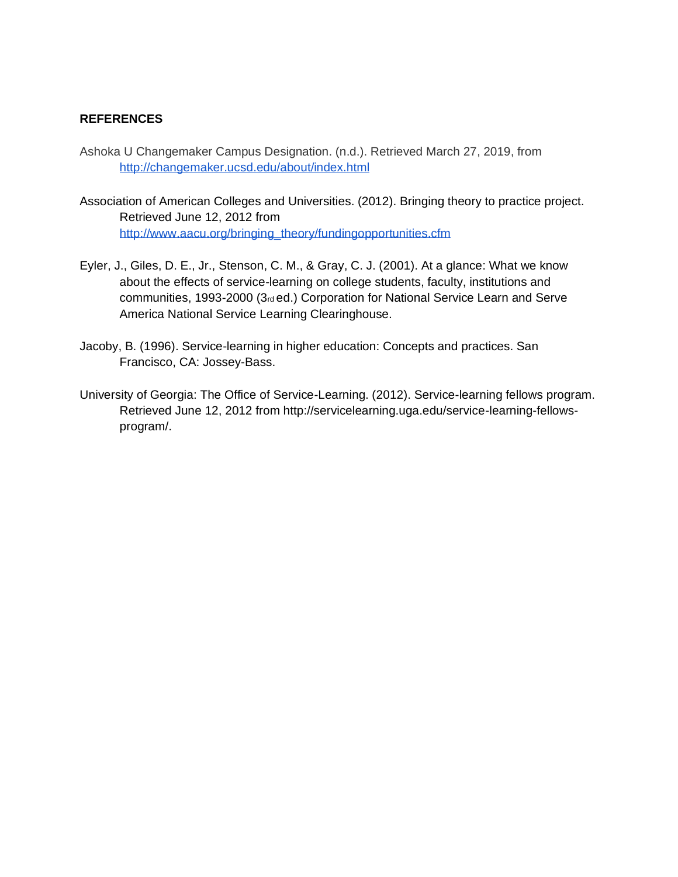**REFERENCES**

Ashoka U Changemaker Campus Designation. (n.d.). Retrieved March 27, 2019, from http://changemaker.ucsd.edu/about/index.html

Association of American Colleges and Universities. (2012). Bringing theory to practice project. Retrieved June 12, 2012 from http://www.aacu.org/bringing_theory/fundingopportunities.cfm

Eyler, J., Giles, D. E., Jr., Stenson, C. M., & Gray, C. J. (2001). At a glance: What we know about the effects of service-learning on college students, faculty, institutions and communities, 1993-2000 (3rd ed.) Corporation for National Service Learn and Serve America National Service Learning Clearinghouse.

Jacoby, B. (1996). Service-learning in higher education: Concepts and practices. San Francisco, CA: Jossey-Bass.

University of Georgia: The Office of Service-Learning. (2012). Service-learning fellows program. Retrieved June 12, 2012 from http://servicelearning.uga.edu/service-learning-fellows-program/.